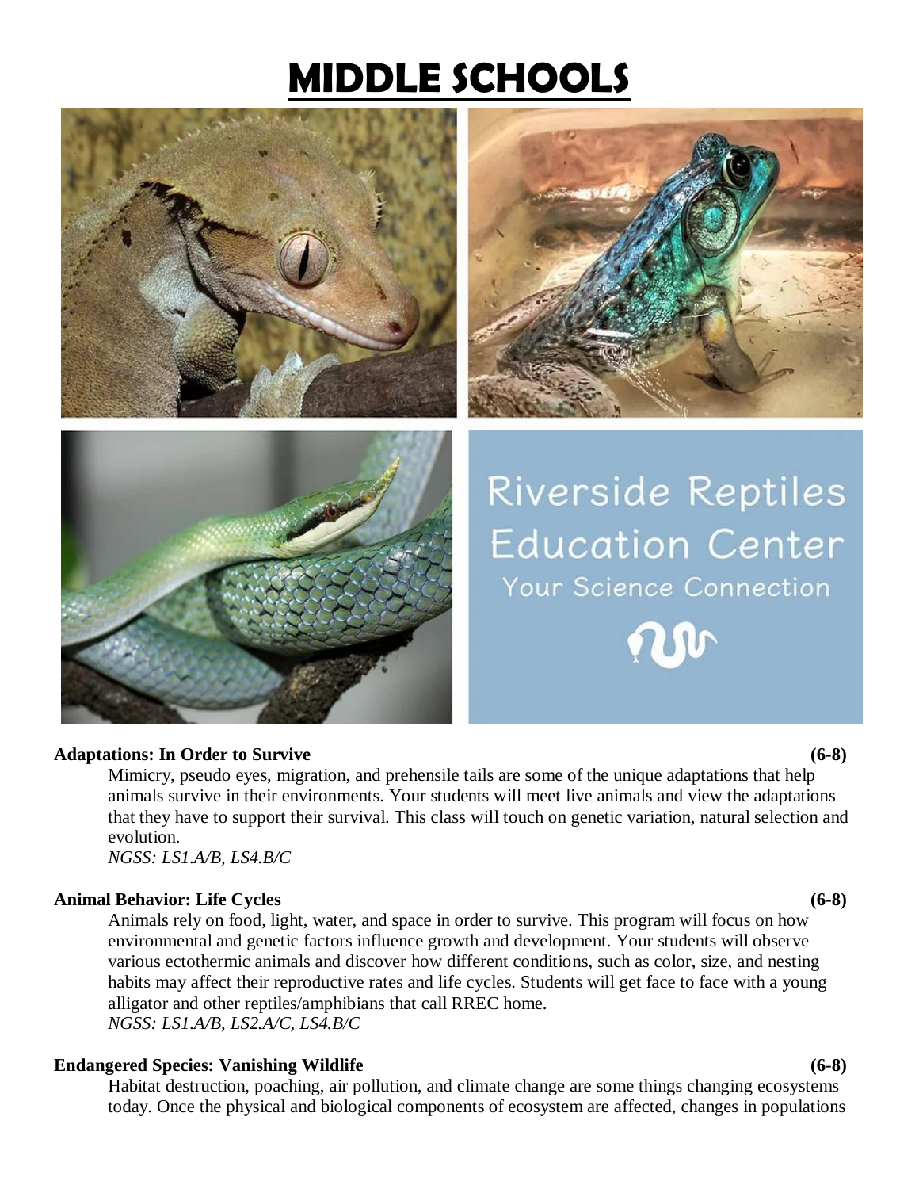# MIDDLE SCHOOLS

Riverside Reptiles Education Center

Your Science Connection

**Adaptations: In Order to Survive** **(6-8)**

Mimicry, pseudo eyes, migration, and prehensile tails are some of the unique adaptations that help animals survive in their environments. Your students will meet live animals and view the adaptations that they have to support their survival. This class will touch on genetic variation, natural selection and evolution.

*NGSS: LS1.A/B, LS4.B/C*

**Animal Behavior: Life Cycles** **(6-8)**

Animals rely on food, light, water, and space in order to survive. This program will focus on how environmental and genetic factors influence growth and development. Your students will observe various ectothermic animals and discover how different conditions, such as color, size, and nesting habits may affect their reproductive rates and life cycles. Students will get face to face with a young alligator and other reptiles/amphibians that call RREC home.

*NGSS: LS1.A/B, LS2.A/C, LS4.B/C*

**Endangered Species: Vanishing Wildlife** **(6-8)**

Habitat destruction, poaching, air pollution, and climate change are some things changing ecosystems today. Once the physical and biological components of ecosystem are affected, changes in populations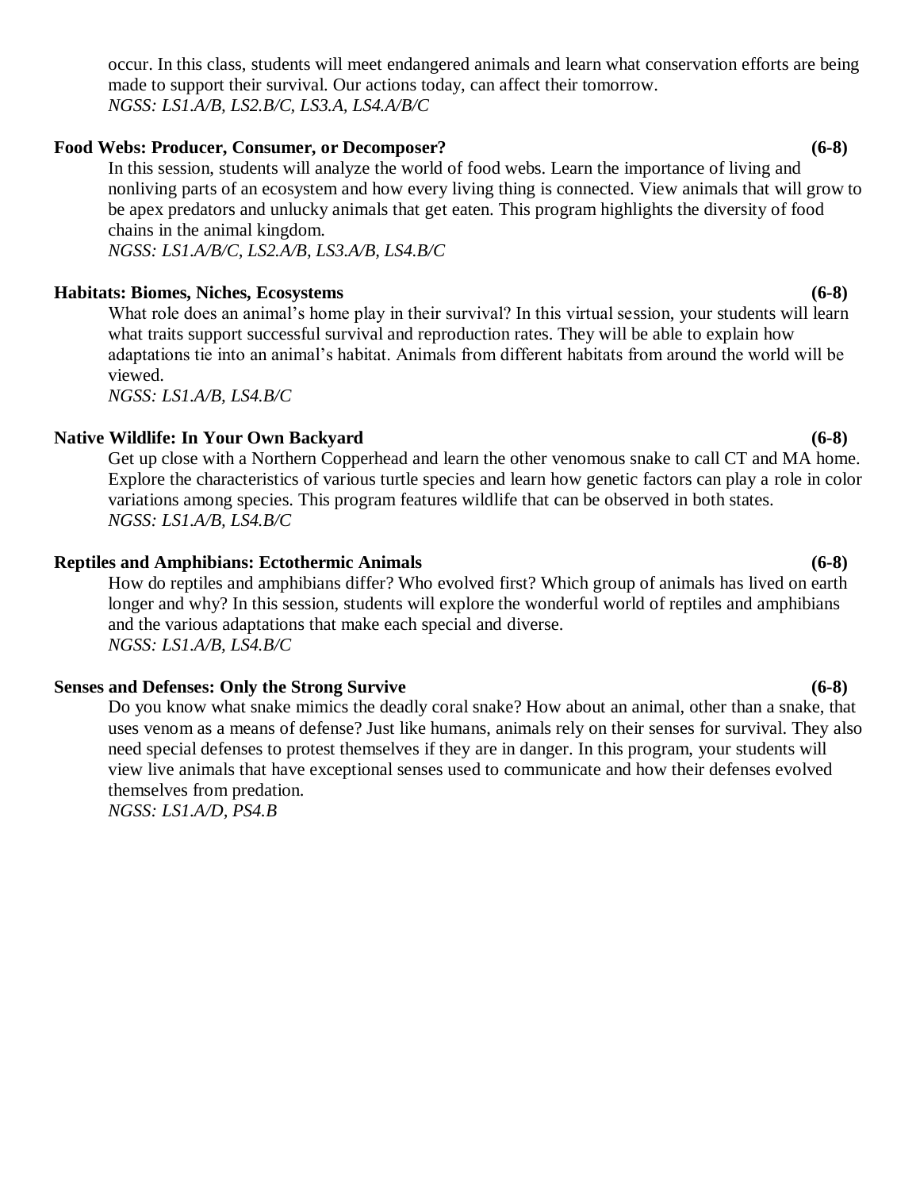occur. In this class, students will meet endangered animals and learn what conservation efforts are being made to support their survival. Our actions today, can affect their tomorrow.
*NGSS: LS1.A/B, LS2.B/C, LS3.A, LS4.A/B/C*

**Food Webs: Producer, Consumer, or Decomposer? (6-8)**

In this session, students will analyze the world of food webs. Learn the importance of living and nonliving parts of an ecosystem and how every living thing is connected. View animals that will grow to be apex predators and unlucky animals that get eaten. This program highlights the diversity of food chains in the animal kingdom.
*NGSS: LS1.A/B/C, LS2.A/B, LS3.A/B, LS4.B/C*

**Habitats: Biomes, Niches, Ecosystems (6-8)**

What role does an animal's home play in their survival? In this virtual session, your students will learn what traits support successful survival and reproduction rates. They will be able to explain how adaptations tie into an animal's habitat. Animals from different habitats from around the world will be viewed.
*NGSS: LS1.A/B, LS4.B/C*

**Native Wildlife: In Your Own Backyard (6-8)**

Get up close with a Northern Copperhead and learn the other venomous snake to call CT and MA home. Explore the characteristics of various turtle species and learn how genetic factors can play a role in color variations among species. This program features wildlife that can be observed in both states.
*NGSS: LS1.A/B, LS4.B/C*

**Reptiles and Amphibians: Ectothermic Animals (6-8)**

How do reptiles and amphibians differ? Who evolved first? Which group of animals has lived on earth longer and why? In this session, students will explore the wonderful world of reptiles and amphibians and the various adaptations that make each special and diverse.
*NGSS: LS1.A/B, LS4.B/C*

**Senses and Defenses: Only the Strong Survive (6-8)**

Do you know what snake mimics the deadly coral snake? How about an animal, other than a snake, that uses venom as a means of defense? Just like humans, animals rely on their senses for survival. They also need special defenses to protest themselves if they are in danger. In this program, your students will view live animals that have exceptional senses used to communicate and how their defenses evolved themselves from predation.
*NGSS: LS1.A/D, PS4.B*